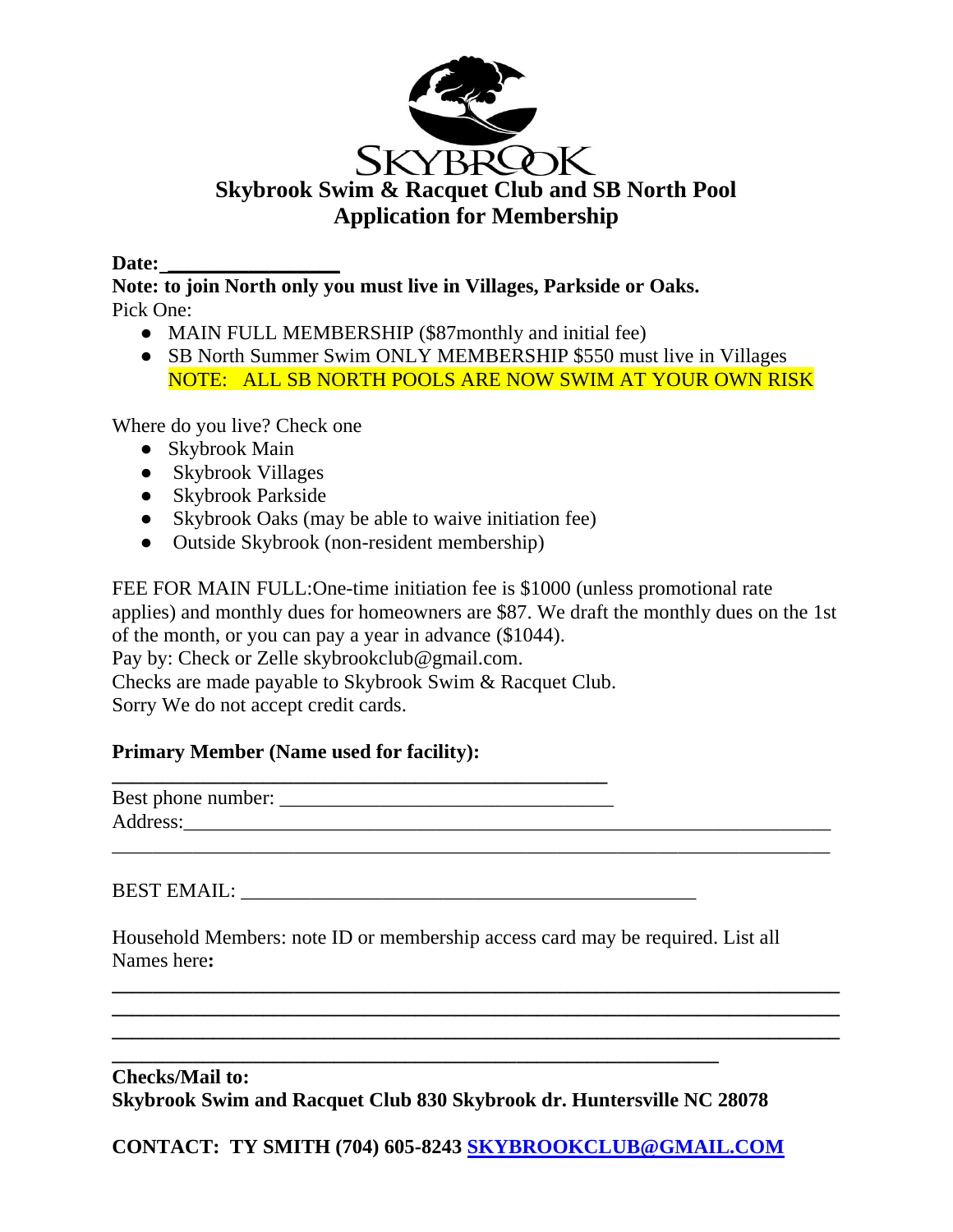SKYBROOK

# Skybrook Swim & Racquet Club and SB North Pool
## Application for Membership

**Date:**________________

**Note: to join North only you must live in Villages, Parkside or Oaks.**
Pick One:

- MAIN FULL MEMBERSHIP ($87monthly and initial fee)
- SB North Summer Swim ONLY MEMBERSHIP $550 must live in Villages
  NOTE: ALL SB NORTH POOLS ARE NOW SWIM AT YOUR OWN RISK

Where do you live? Check one

- Skybrook Main
- Skybrook Villages
- Skybrook Parkside
- Skybrook Oaks (may be able to waive initiation fee)
- Outside Skybrook (non-resident membership)

FEE FOR MAIN FULL:One-time initiation fee is $1000 (unless promotional rate applies) and monthly dues for homeowners are $87. We draft the monthly dues on the 1st of the month, or you can pay a year in advance ($1044).
Pay by: Check or Zelle skybrookclub@gmail.com.
Checks are made payable to Skybrook Swim & Racquet Club.
Sorry We do not accept credit cards.

**Primary Member (Name used for facility):**
____________________________________________

Best phone number: ______________________________
Address:___________________________________________________________
___________________________________________________________________

BEST EMAIL: _________________________________________

Household Members: note ID or membership access card may be required. List all Names here**:**

___________________________________________________________________
___________________________________________________________________
___________________________________________________________________
______________________________________________________

**Checks/Mail to:**
**Skybrook Swim and Racquet Club 830 Skybrook dr. Huntersville NC 28078**

**CONTACT: TY SMITH (704) 605-8243 SKYBROOKCLUB@GMAIL.COM**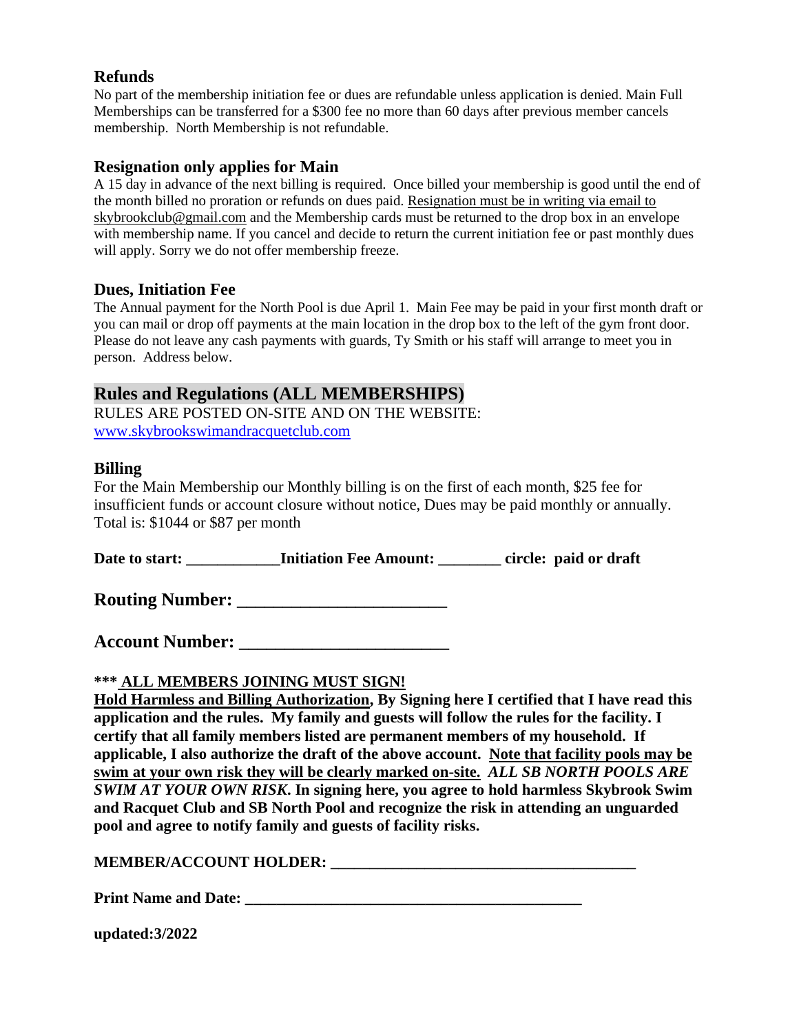### Refunds

No part of the membership initiation fee or dues are refundable unless application is denied. Main Full Memberships can be transferred for a $300 fee no more than 60 days after previous member cancels membership. North Membership is not refundable.

### Resignation only applies for Main

A 15 day in advance of the next billing is required. Once billed your membership is good until the end of the month billed no proration or refunds on dues paid. Resignation must be in writing via email to skybrookclub@gmail.com and the Membership cards must be returned to the drop box in an envelope with membership name. If you cancel and decide to return the current initiation fee or past monthly dues will apply. Sorry we do not offer membership freeze.

### Dues, Initiation Fee

The Annual payment for the North Pool is due April 1. Main Fee may be paid in your first month draft or you can mail or drop off payments at the main location in the drop box to the left of the gym front door. Please do not leave any cash payments with guards, Ty Smith or his staff will arrange to meet you in person. Address below.

## Rules and Regulations (ALL MEMBERSHIPS)

RULES ARE POSTED ON-SITE AND ON THE WEBSITE:
www.skybrookswimandracquetclub.com

### Billing

For the Main Membership our Monthly billing is on the first of each month, $25 fee for insufficient funds or account closure without notice, Dues may be paid monthly or annually. Total is: $1044 or $87 per month

**Date to start: ____________Initiation Fee Amount: ________ circle: paid or draft**

**Routing Number: ________________________**

**Account Number: ________________________**

**\*\*\* ALL MEMBERS JOINING MUST SIGN!**

**Hold Harmless and Billing Authorization, By Signing here I certified that I have read this application and the rules. My family and guests will follow the rules for the facility. I certify that all family members listed are permanent members of my household. If applicable, I also authorize the draft of the above account. Note that facility pools may be swim at your own risk they will be clearly marked on-site. *ALL SB NORTH POOLS ARE SWIM AT YOUR OWN RISK.* In signing here, you agree to hold harmless Skybrook Swim and Racquet Club and SB North Pool and recognize the risk in attending an unguarded pool and agree to notify family and guests of facility risks.**

**MEMBER/ACCOUNT HOLDER: ______________________________________**

**Print Name and Date: __________________________________________**

**updated:3/2022**